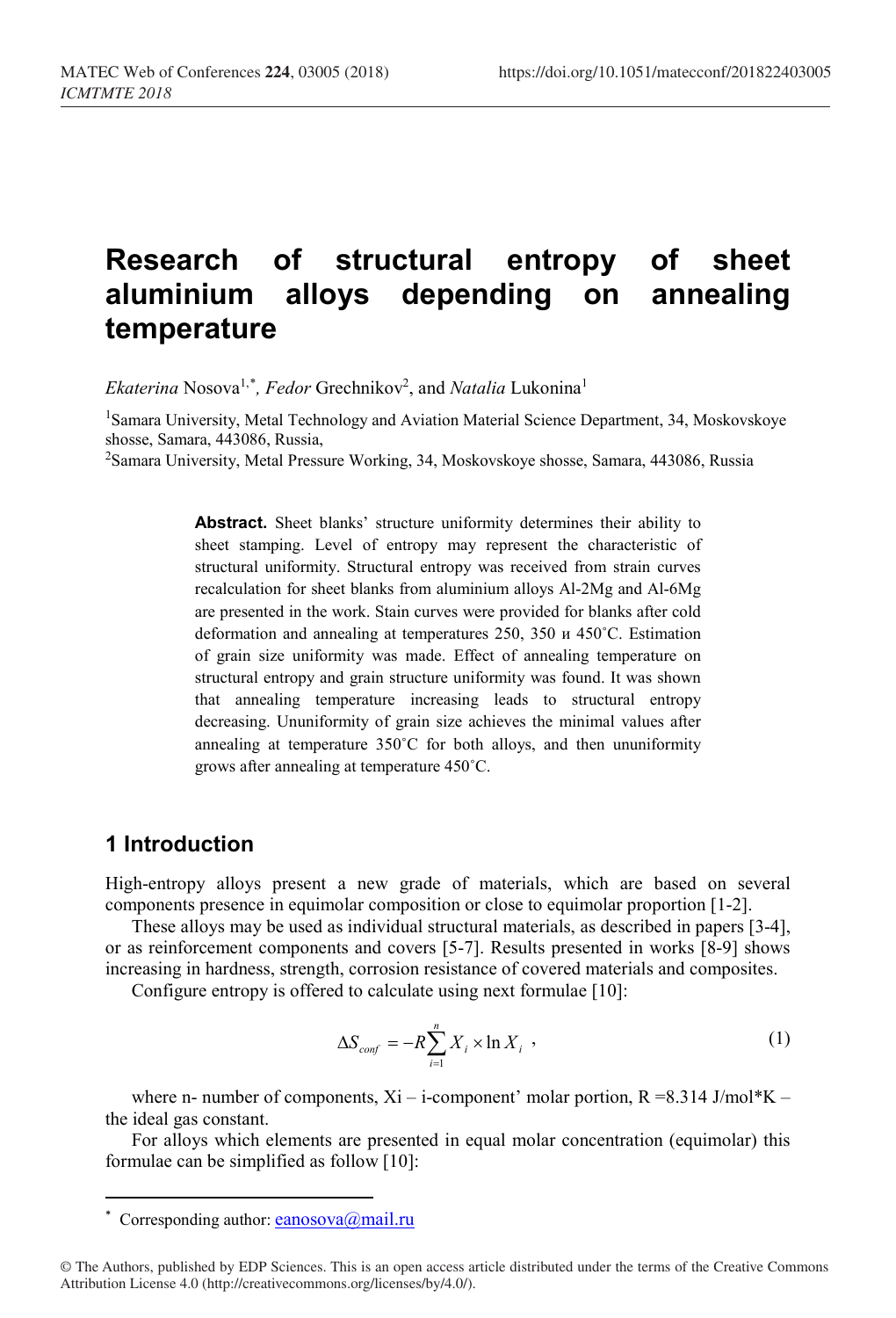# Research of structural entropy of sheet aluminium alloys depending on annealing temperature

*Ekaterina* Nosova[1,*], *Fedor* Grechnikov[2], and *Natalia* Lukonina[1]

[1]Samara University, Metal Technology and Aviation Material Science Department, 34, Moskovskoye shosse, Samara, 443086, Russia,

[2]Samara University, Metal Pressure Working, 34, Moskovskoye shosse, Samara, 443086, Russia

**Abstract.** Sheet blanks' structure uniformity determines their ability to sheet stamping. Level of entropy may represent the characteristic of structural uniformity. Structural entropy was received from strain curves recalculation for sheet blanks from aluminium alloys Al-2Mg and Al-6Mg are presented in the work. Stain curves were provided for blanks after cold deformation and annealing at temperatures 250, 350 и 450˚C. Estimation of grain size uniformity was made. Effect of annealing temperature on structural entropy and grain structure uniformity was found. It was shown that annealing temperature increasing leads to structural entropy decreasing. Ununiformity of grain size achieves the minimal values after annealing at temperature 350˚C for both alloys, and then ununiformity grows after annealing at temperature 450˚C.

## 1 Introduction

High-entropy alloys present a new grade of materials, which are based on several components presence in equimolar composition or close to equimolar proportion [1-2].

These alloys may be used as individual structural materials, as described in papers [3-4], or as reinforcement components and covers [5-7]. Results presented in works [8-9] shows increasing in hardness, strength, corrosion resistance of covered materials and composites.

Configure entropy is offered to calculate using next formulae [10]:

$$\Delta S_{conf} = -R\sum_{i=1}^{n} X_i \times \ln X_i \ , \tag{1}$$

where n- number of components, Xi – i-component' molar portion, R =8.314 J/mol*K – the ideal gas constant.

For alloys which elements are presented in equal molar concentration (equimolar) this formulae can be simplified as follow [10]:

---

* Corresponding author: eanosova@mail.ru

© The Authors, published by EDP Sciences. This is an open access article distributed under the terms of the Creative Commons Attribution License 4.0 (http://creativecommons.org/licenses/by/4.0/).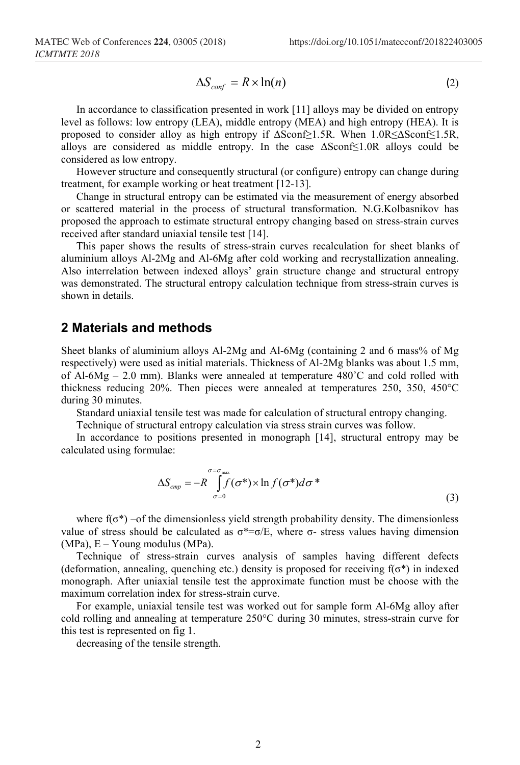$$\Delta S_{conf} = R \times \ln(n) \tag{2}$$

In accordance to classification presented in work [11] alloys may be divided on entropy level as follows: low entropy (LEA), middle entropy (MEA) and high entropy (HEA). It is proposed to consider alloy as high entropy if $\Delta S_{conf} \geq 1.5R$. When $1.0R \leq \Delta S_{conf} \leq 1.5R$, alloys are considered as middle entropy. In the case $\Delta S_{conf} \leq 1.0R$ alloys could be considered as low entropy.

However structure and consequently structural (or configure) entropy can change during treatment, for example working or heat treatment [12-13].

Change in structural entropy can be estimated via the measurement of energy absorbed or scattered material in the process of structural transformation. N.G.Kolbasnikov has proposed the approach to estimate structural entropy changing based on stress-strain curves received after standard uniaxial tensile test [14].

This paper shows the results of stress-strain curves recalculation for sheet blanks of aluminium alloys Al-2Mg and Al-6Mg after cold working and recrystallization annealing. Also interrelation between indexed alloys' grain structure change and structural entropy was demonstrated. The structural entropy calculation technique from stress-strain curves is shown in details.

## 2 Materials and methods

Sheet blanks of aluminium alloys Al-2Mg and Al-6Mg (containing 2 and 6 mass% of Mg respectively) were used as initial materials. Thickness of Al-2Mg blanks was about 1.5 mm, of Al-6Mg – 2.0 mm). Blanks were annealed at temperature 480˚C and cold rolled with thickness reducing 20%. Then pieces were annealed at temperatures 250, 350, 450°C during 30 minutes.

Standard uniaxial tensile test was made for calculation of structural entropy changing.

Technique of structural entropy calculation via stress strain curves was follow.

In accordance to positions presented in monograph [14], structural entropy may be calculated using formulae:

$$\Delta S_{cmp} = -R \int_{\sigma=0}^{\sigma=\sigma_{max}} f(\sigma^*) \times \ln f(\sigma^*) d\sigma^* \tag{3}$$

where $f(\sigma^*)$ –of the dimensionless yield strength probability density. The dimensionless value of stress should be calculated as $\sigma^*=\sigma/E$, where $\sigma$- stress values having dimension (MPa), E – Young modulus (MPa).

Technique of stress-strain curves analysis of samples having different defects (deformation, annealing, quenching etc.) density is proposed for receiving $f(\sigma^*)$ in indexed monograph. After uniaxial tensile test the approximate function must be choose with the maximum correlation index for stress-strain curve.

For example, uniaxial tensile test was worked out for sample form Al-6Mg alloy after cold rolling and annealing at temperature 250°C during 30 minutes, stress-strain curve for this test is represented on fig 1.

decreasing of the tensile strength.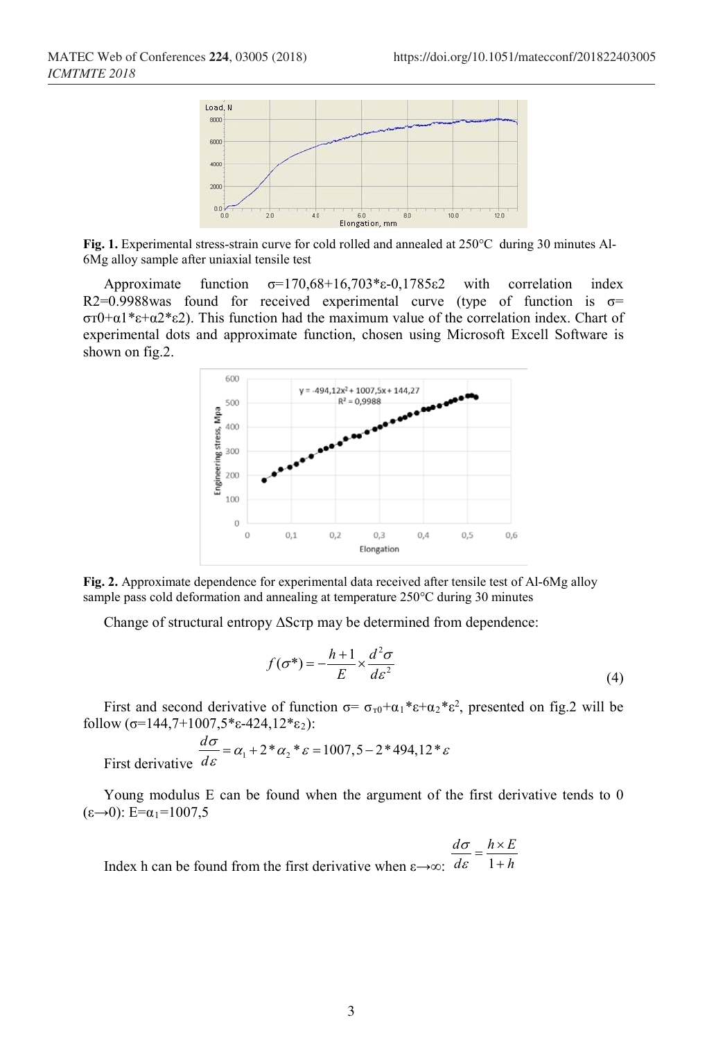**Fig. 1.** Experimental stress-strain curve for cold rolled and annealed at 250°C during 30 minutes Al-6Mg alloy sample after uniaxial tensile test

Approximate function σ=170,68+16,703*ε-0,1785ε2 with correlation index R2=0.9988was found for received experimental curve (type of function is σ= σт0+α1*ε+α2*ε2). This function had the maximum value of the correlation index. Chart of experimental dots and approximate function, chosen using Microsoft Excell Software is shown on fig.2.

**Fig. 2.** Approximate dependence for experimental data received after tensile test of Al-6Mg alloy sample pass cold deformation and annealing at temperature 250°C during 30 minutes

Change of structural entropy ΔSстр may be determined from dependence:

$$f(\sigma^*) = -\frac{h+1}{E} \times \frac{d^2\sigma}{d\varepsilon^2} \tag{4}$$

First and second derivative of function $\sigma = \sigma_{т0} + \alpha_1 * \varepsilon + \alpha_2 * \varepsilon^2$, presented on fig.2 will be follow ($\sigma$=144,7+1007,5*$\varepsilon$-424,12*$\varepsilon_2$):

First derivative $\frac{d\sigma}{d\varepsilon} = \alpha_1 + 2 * \alpha_2 * \varepsilon = 1007{,}5 - 2 * 494{,}12 * \varepsilon$

Young modulus E can be found when the argument of the first derivative tends to 0 ($\varepsilon \to 0$): $E = \alpha_1 = 1007{,}5$

Index h can be found from the first derivative when $\varepsilon \to \infty$: $\frac{d\sigma}{d\varepsilon} = \frac{h \times E}{1+h}$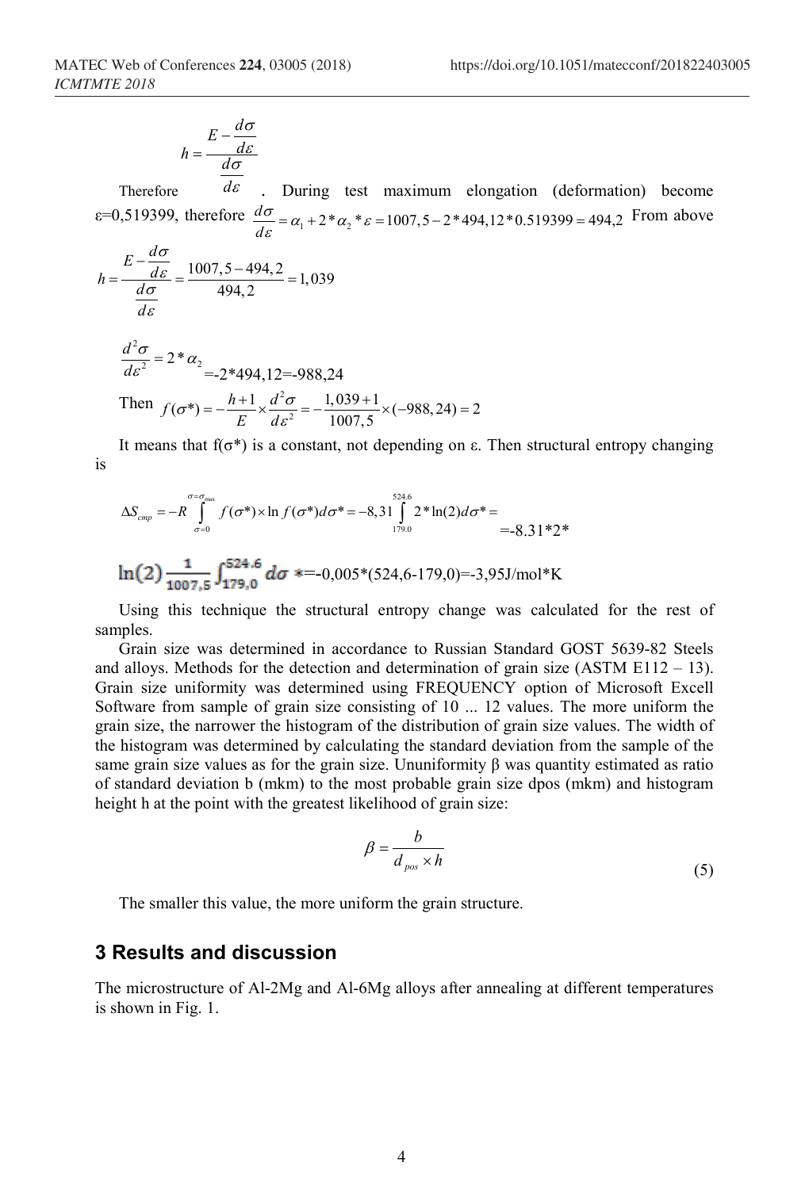$$h = \frac{E - \frac{d\sigma}{d\varepsilon}}{\frac{d\sigma}{d\varepsilon}}$$

Therefore . During test maximum elongation (deformation) become ε=0,519399, therefore $\frac{d\sigma}{d\varepsilon} = \alpha_1 + 2*\alpha_2*\varepsilon = 1007{,}5 - 2*494{,}12*0.519399 = 494{,}2$ From above

$$h = \frac{E - \frac{d\sigma}{d\varepsilon}}{\frac{d\sigma}{d\varepsilon}} = \frac{1007{,}5 - 494{,}2}{494{,}2} = 1{,}039$$

$$\frac{d^2\sigma}{d\varepsilon^2} = 2*\alpha_2 = -2*494{,}12 = -988{,}24$$

Then $f(\sigma^*) = -\frac{h+1}{E} \times \frac{d^2\sigma}{d\varepsilon^2} = -\frac{1{,}039+1}{1007{,}5} \times (-988{,}24) = 2$

It means that f(σ*) is a constant, not depending on ε. Then structural entropy changing is

$$\Delta S_{cmp} = -R \int_{\sigma=0}^{\sigma=\sigma_{max}} f(\sigma^*) \times \ln f(\sigma^*) d\sigma^* = -8{,}31 \int_{179.0}^{524.6} 2*\ln(2) d\sigma^* = -8.31*2*$$

$$\ln(2) \frac{1}{1007{,}5} \int_{179{,}0}^{524{,}6} d\sigma^* = -0{,}005*(524{,}6-179{,}0) = -3{,}95 \text{J/mol*K}$$

Using this technique the structural entropy change was calculated for the rest of samples.

Grain size was determined in accordance to Russian Standard GOST 5639-82 Steels and alloys. Methods for the detection and determination of grain size (ASTM E112 – 13). Grain size uniformity was determined using FREQUENCY option of Microsoft Excell Software from sample of grain size consisting of 10 ... 12 values. The more uniform the grain size, the narrower the histogram of the distribution of grain size values. The width of the histogram was determined by calculating the standard deviation from the sample of the same grain size values as for the grain size. Ununiformity β was quantity estimated as ratio of standard deviation b (mkm) to the most probable grain size dpos (mkm) and histogram height h at the point with the greatest likelihood of grain size:

$$\beta = \frac{b}{d_{pos} \times h} \tag{5}$$

The smaller this value, the more uniform the grain structure.

## 3 Results and discussion

The microstructure of Al-2Mg and Al-6Mg alloys after annealing at different temperatures is shown in Fig. 1.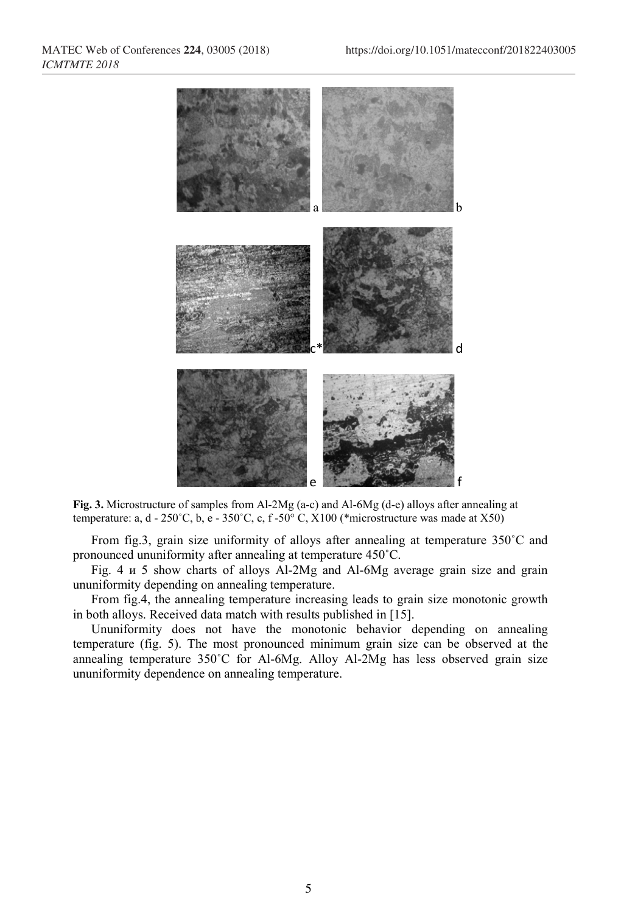**Fig. 3.** Microstructure of samples from Al-2Mg (a-c) and Al-6Mg (d-e) alloys after annealing at temperature: a, d - 250˚C, b, e - 350˚C, c, f -50° C, X100 (*microstructure was made at X50)

From fig.3, grain size uniformity of alloys after annealing at temperature 350˚C and pronounced ununiformity after annealing at temperature 450˚C.

Fig. 4 и 5 show charts of alloys Al-2Mg and Al-6Mg average grain size and grain ununiformity depending on annealing temperature.

From fig.4, the annealing temperature increasing leads to grain size monotonic growth in both alloys. Received data match with results published in [15].

Ununiformity does not have the monotonic behavior depending on annealing temperature (fig. 5). The most pronounced minimum grain size can be observed at the annealing temperature 350˚C for Al-6Mg. Alloy Al-2Mg has less observed grain size ununiformity dependence on annealing temperature.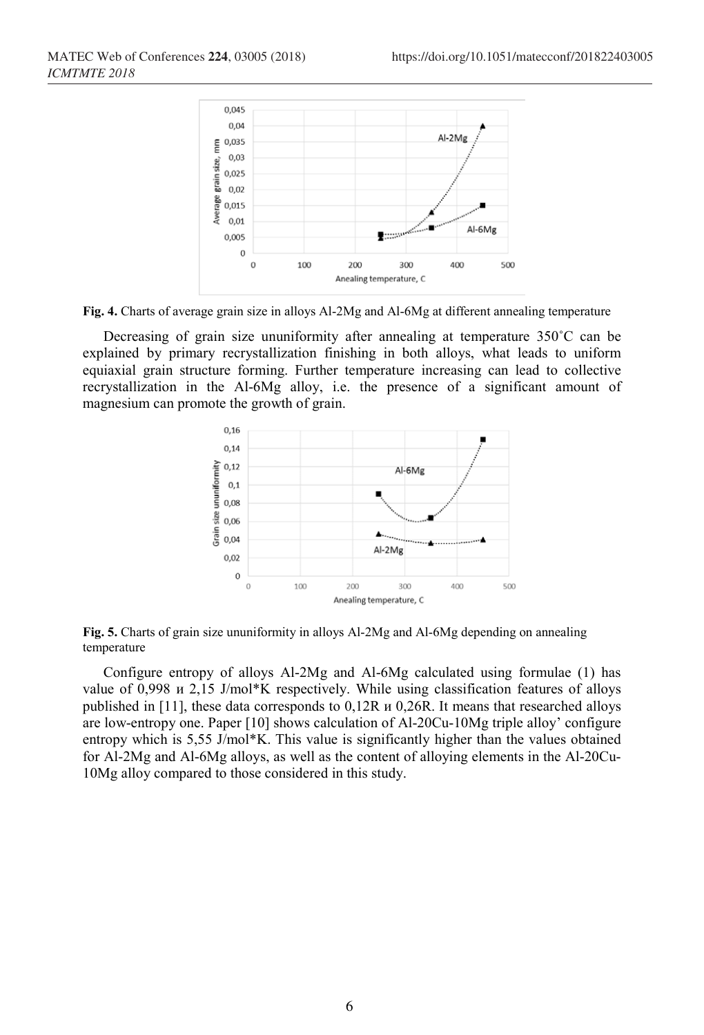**Fig. 4.** Charts of average grain size in alloys Al-2Mg and Al-6Mg at different annealing temperature

Decreasing of grain size ununiformity after annealing at temperature 350˚C can be explained by primary recrystallization finishing in both alloys, what leads to uniform equiaxial grain structure forming. Further temperature increasing can lead to collective recrystallization in the Al-6Mg alloy, i.e. the presence of a significant amount of magnesium can promote the growth of grain.

**Fig. 5.** Charts of grain size ununiformity in alloys Al-2Mg and Al-6Mg depending on annealing temperature

Configure entropy of alloys Al-2Mg and Al-6Mg calculated using formulae (1) has value of 0,998 и 2,15 J/mol*K respectively. While using classification features of alloys published in [11], these data corresponds to 0,12R и 0,26R. It means that researched alloys are low-entropy one. Paper [10] shows calculation of Al-20Cu-10Mg triple alloy' configure entropy which is 5,55 J/mol*K. This value is significantly higher than the values obtained for Al-2Mg and Al-6Mg alloys, as well as the content of alloying elements in the Al-20Cu-10Mg alloy compared to those considered in this study.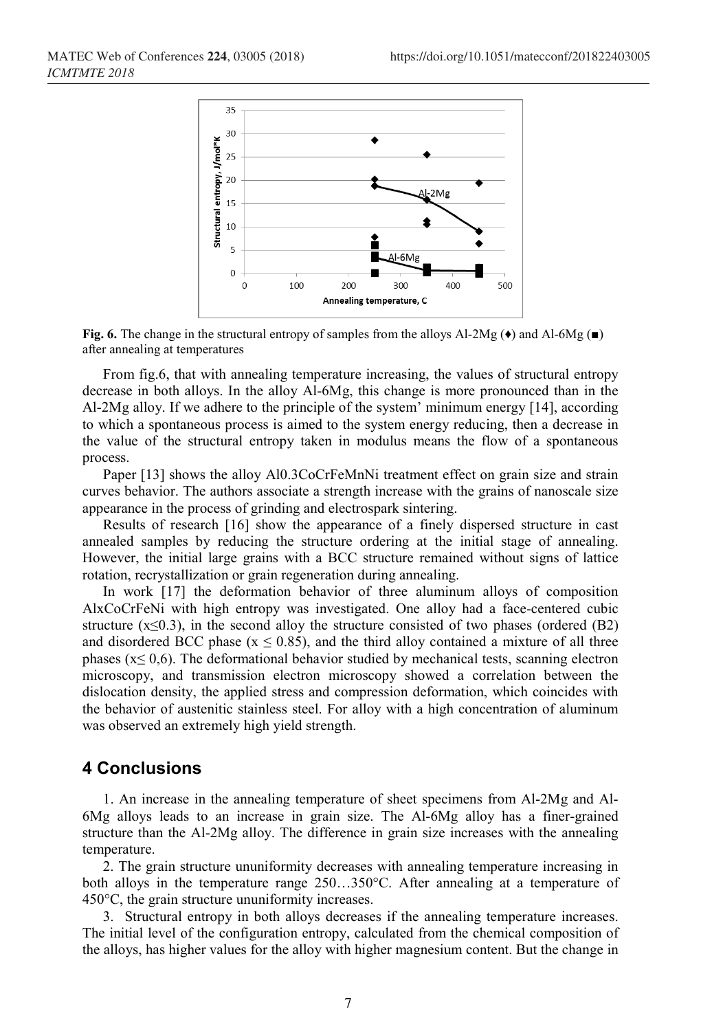**Fig. 6.** The change in the structural entropy of samples from the alloys Al-2Mg (♦) and Al-6Mg (■) after annealing at temperatures

From fig.6, that with annealing temperature increasing, the values of structural entropy decrease in both alloys. In the alloy Al-6Mg, this change is more pronounced than in the Al-2Mg alloy. If we adhere to the principle of the system' minimum energy [14], according to which a spontaneous process is aimed to the system energy reducing, then a decrease in the value of the structural entropy taken in modulus means the flow of a spontaneous process.

Paper [13] shows the alloy Al0.3CoCrFeMnNi treatment effect on grain size and strain curves behavior. The authors associate a strength increase with the grains of nanoscale size appearance in the process of grinding and electrospark sintering.

Results of research [16] show the appearance of a finely dispersed structure in cast annealed samples by reducing the structure ordering at the initial stage of annealing. However, the initial large grains with a BCC structure remained without signs of lattice rotation, recrystallization or grain regeneration during annealing.

In work [17] the deformation behavior of three aluminum alloys of composition AlxCoCrFeNi with high entropy was investigated. One alloy had a face-centered cubic structure ($x \leq 0.3$), in the second alloy the structure consisted of two phases (ordered (B2) and disordered BCC phase ($x \leq 0.85$), and the third alloy contained a mixture of all three phases ($x \leq 0,6$). The deformational behavior studied by mechanical tests, scanning electron microscopy, and transmission electron microscopy showed a correlation between the dislocation density, the applied stress and compression deformation, which coincides with the behavior of austenitic stainless steel. For alloy with a high concentration of aluminum was observed an extremely high yield strength.

## 4 Conclusions

1. An increase in the annealing temperature of sheet specimens from Al-2Mg and Al-6Mg alloys leads to an increase in grain size. The Al-6Mg alloy has a finer-grained structure than the Al-2Mg alloy. The difference in grain size increases with the annealing temperature.

2. The grain structure ununiformity decreases with annealing temperature increasing in both alloys in the temperature range 250…350°C. After annealing at a temperature of 450°C, the grain structure ununiformity increases.

3. Structural entropy in both alloys decreases if the annealing temperature increases. The initial level of the configuration entropy, calculated from the chemical composition of the alloys, has higher values for the alloy with higher magnesium content. But the change in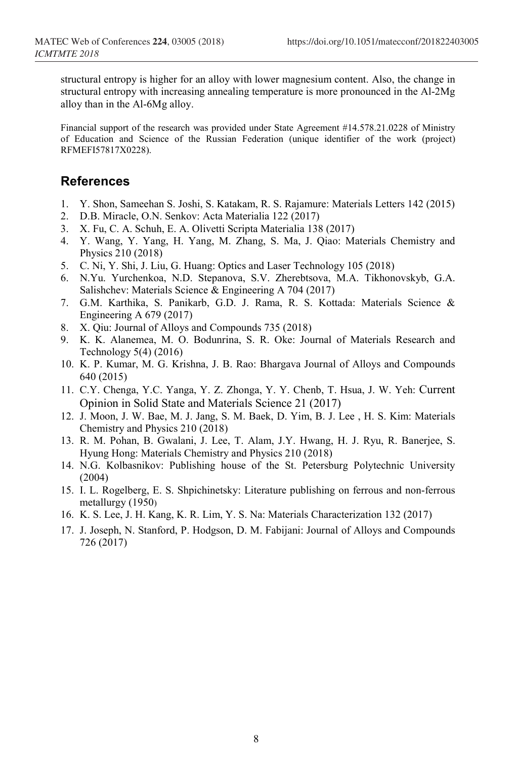structural entropy is higher for an alloy with lower magnesium content. Also, the change in structural entropy with increasing annealing temperature is more pronounced in the Al-2Mg alloy than in the Al-6Mg alloy.

Financial support of the research was provided under State Agreement #14.578.21.0228 of Ministry of Education and Science of the Russian Federation (unique identifier of the work (project) RFMEFI57817X0228).

## References

1. Y. Shon, Sameehan S. Joshi, S. Katakam, R. S. Rajamure: Materials Letters 142 (2015)
2. D.B. Miracle, O.N. Senkov: Acta Materialia 122 (2017)
3. X. Fu, C. A. Schuh, E. A. Olivetti Scripta Materialia 138 (2017)
4. Y. Wang, Y. Yang, H. Yang, M. Zhang, S. Ma, J. Qiao: Materials Chemistry and Physics 210 (2018)
5. C. Ni, Y. Shi, J. Liu, G. Huang: Optics and Laser Technology 105 (2018)
6. N.Yu. Yurchenkoa, N.D. Stepanova, S.V. Zherebtsova, M.A. Tikhonovskyb, G.A. Salishchev: Materials Science & Engineering A 704 (2017)
7. G.M. Karthika, S. Panikarb, G.D. J. Rama, R. S. Kottada: Materials Science & Engineering A 679 (2017)
8. X. Qiu: Journal of Alloys and Compounds 735 (2018)
9. K. K. Alanemea, M. O. Bodunrina, S. R. Oke: Journal of Materials Research and Technology 5(4) (2016)
10. K. P. Kumar, M. G. Krishna, J. B. Rao: Bhargava Journal of Alloys and Compounds 640 (2015)
11. C.Y. Chenga, Y.C. Yanga, Y. Z. Zhonga, Y. Y. Chenb, T. Hsua, J. W. Yeh: Current Opinion in Solid State and Materials Science 21 (2017)
12. J. Moon, J. W. Bae, M. J. Jang, S. M. Baek, D. Yim, B. J. Lee , H. S. Kim: Materials Chemistry and Physics 210 (2018)
13. R. M. Pohan, B. Gwalani, J. Lee, T. Alam, J.Y. Hwang, H. J. Ryu, R. Banerjee, S. Hyung Hong: Materials Chemistry and Physics 210 (2018)
14. N.G. Kolbasnikov: Publishing house of the St. Petersburg Polytechnic University (2004)
15. I. L. Rogelberg, E. S. Shpichinetsky: Literature publishing on ferrous and non-ferrous metallurgy (1950)
16. K. S. Lee, J. H. Kang, K. R. Lim, Y. S. Na: Materials Characterization 132 (2017)
17. J. Joseph, N. Stanford, P. Hodgson, D. M. Fabijani: Journal of Alloys and Compounds 726 (2017)